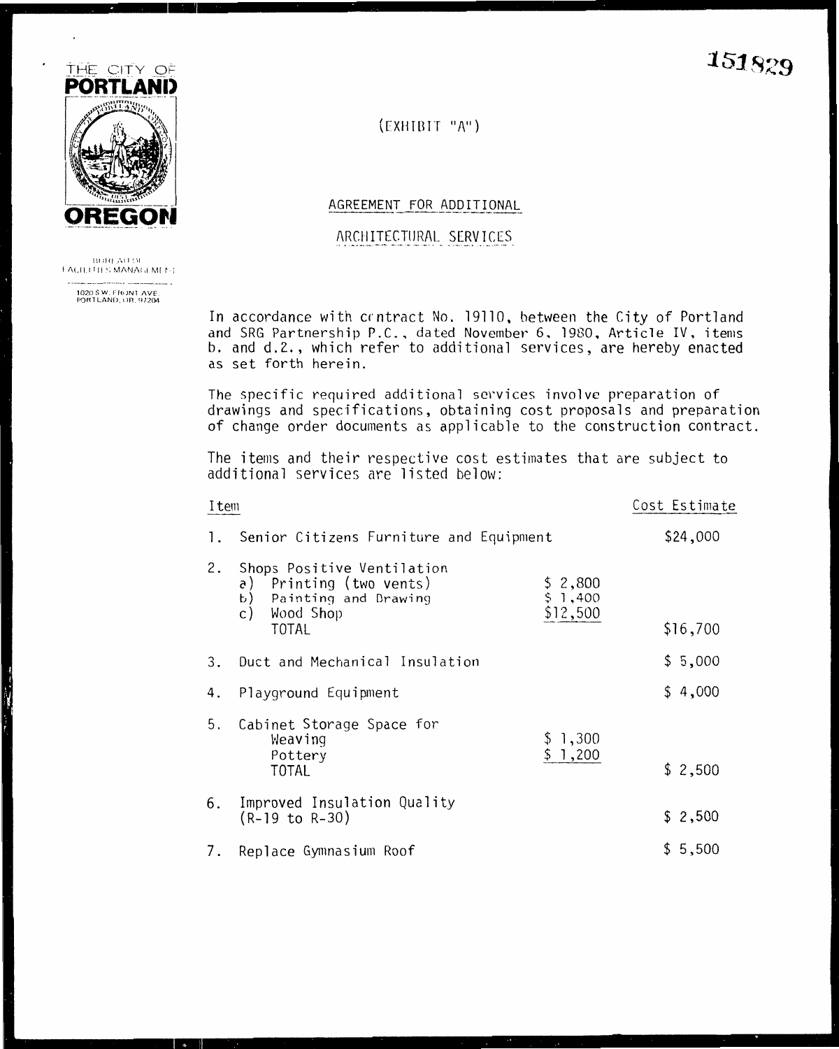151829

THE CITY OF
**PORTLAND**
**OREGON**

BUREAU OF
FACILITIES MANAGEMENT

1020 S.W. FRONT AVE.
PORTLAND, OR. 97204

(EXHIBIT "A")

AGREEMENT FOR ADDITIONAL

ARCHITECTURAL SERVICES

In accordance with contract No. 19110, between the City of Portland and SRG Partnership P.C., dated November 6, 1980, Article IV, items b. and d.2., which refer to additional services, are hereby enacted as set forth herein.

The specific required additional services involve preparation of drawings and specifications, obtaining cost proposals and preparation of change order documents as applicable to the construction contract.

The items and their respective cost estimates that are subject to additional services are listed below:

| Item | | Cost Estimate |
|---|---|---|
| 1. Senior Citizens Furniture and Equipment | | $24,000 |
| 2. Shops Positive Ventilation | | |
| a) Printing (two vents) | $ 2,800 | |
| b) Painting and Drawing | $ 1,400 | |
| c) Wood Shop | $12,500 | |
| TOTAL | | $16,700 |
| 3. Duct and Mechanical Insulation | | $ 5,000 |
| 4. Playground Equipment | | $ 4,000 |
| 5. Cabinet Storage Space for | | |
| Weaving | $ 1,300 | |
| Pottery | $ 1,200 | |
| TOTAL | | $ 2,500 |
| 6. Improved Insulation Quality (R-19 to R-30) | | $ 2,500 |
| 7. Replace Gymnasium Roof | | $ 5,500 |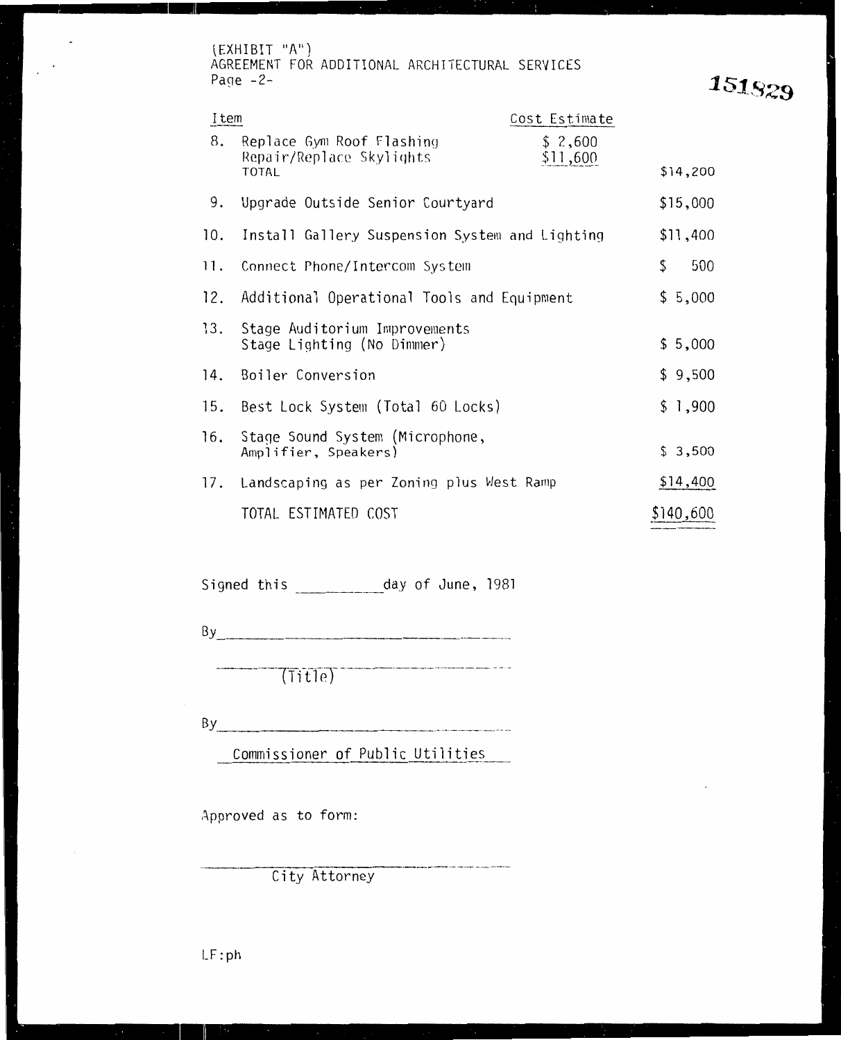(EXHIBIT "A")
AGREEMENT FOR ADDITIONAL ARCHITECTURAL SERVICES
Page -2-

151829

| Item | | Cost Estimate | |
|---|---|---|---|
| 8. | Replace Gym Roof Flashing | $ 2,600 | |
| | Repair/Replace Skylights | $11,600 | |
| | TOTAL | | $14,200 |
| 9. | Upgrade Outside Senior Courtyard | | $15,000 |
| 10. | Install Gallery Suspension System and Lighting | | $11,400 |
| 11. | Connect Phone/Intercom System | | $ 500 |
| 12. | Additional Operational Tools and Equipment | | $ 5,000 |
| 13. | Stage Auditorium Improvements Stage Lighting (No Dimmer) | | $ 5,000 |
| 14. | Boiler Conversion | | $ 9,500 |
| 15. | Best Lock System (Total 60 Locks) | | $ 1,900 |
| 16. | Stage Sound System (Microphone, Amplifier, Speakers) | | $ 3,500 |
| 17. | Landscaping as per Zoning plus West Ramp | | $14,400 |
| | TOTAL ESTIMATED COST | | $140,600 |

Signed this __________ day of June, 1981

By ________________________________

________________________________
(Title)

By ________________________________

Commissioner of Public Utilities

Approved as to form:

________________________________
City Attorney

LF:ph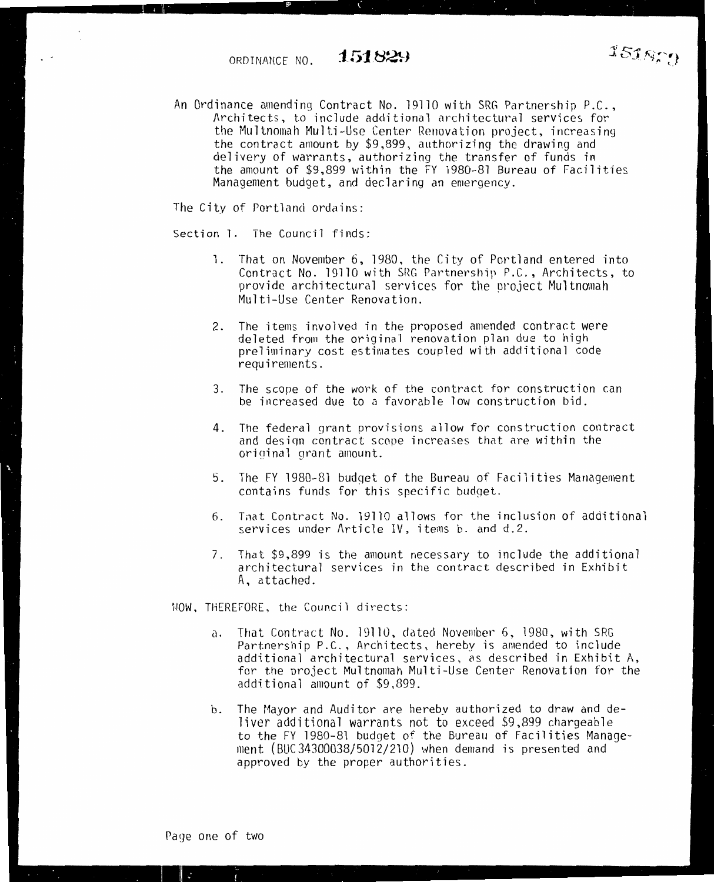ORDINANCE NO. **151829**

An Ordinance amending Contract No. 19110 with SRG Partnership P.C., Architects, to include additional architectural services for the Multnomah Multi-Use Center Renovation project, increasing the contract amount by $9,899, authorizing the drawing and delivery of warrants, authorizing the transfer of funds in the amount of $9,899 within the FY 1980-81 Bureau of Facilities Management budget, and declaring an emergency.

The City of Portland ordains:

Section 1. The Council finds:

1. That on November 6, 1980, the City of Portland entered into Contract No. 19110 with SRG Partnership P.C., Architects, to provide architectural services for the project Multnomah Multi-Use Center Renovation.

2. The items involved in the proposed amended contract were deleted from the original renovation plan due to high preliminary cost estimates coupled with additional code requirements.

3. The scope of the work of the contract for construction can be increased due to a favorable low construction bid.

4. The federal grant provisions allow for construction contract and design contract scope increases that are within the original grant amount.

5. The FY 1980-81 budget of the Bureau of Facilities Management contains funds for this specific budget.

6. That Contract No. 19110 allows for the inclusion of additional services under Article IV, items b. and d.2.

7. That $9,899 is the amount necessary to include the additional architectural services in the contract described in Exhibit A, attached.

NOW, THEREFORE, the Council directs:

a. That Contract No. 19110, dated November 6, 1980, with SRG Partnership P.C., Architects, hereby is amended to include additional architectural services, as described in Exhibit A, for the project Multnomah Multi-Use Center Renovation for the additional amount of $9,899.

b. The Mayor and Auditor are hereby authorized to draw and deliver additional warrants not to exceed $9,899 chargeable to the FY 1980-81 budget of the Bureau of Facilities Management (BUC34300038/5012/210) when demand is presented and approved by the proper authorities.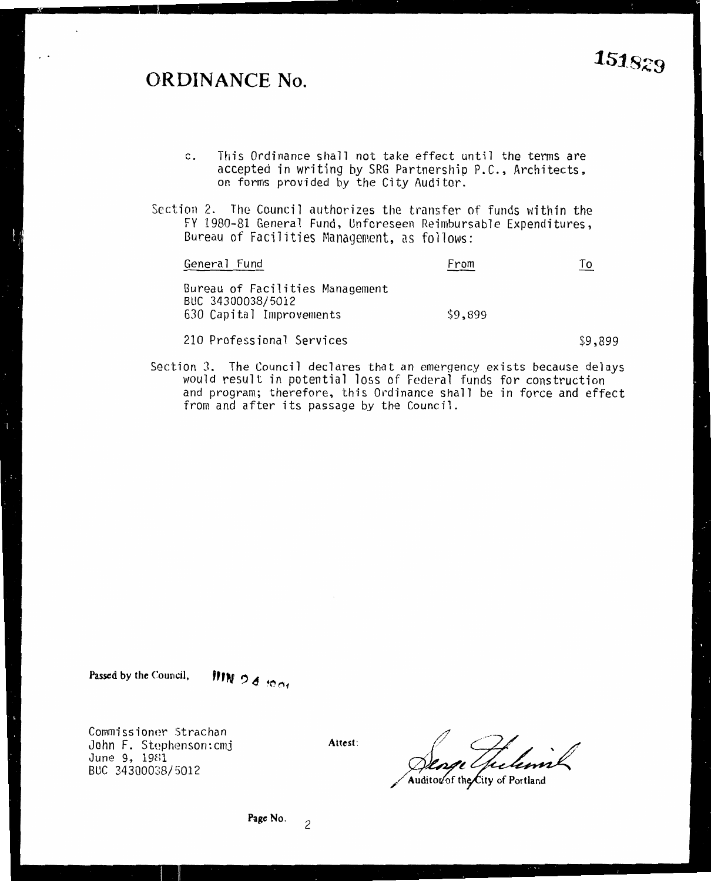# ORDINANCE No. 151829

c. This Ordinance shall not take effect until the terms are accepted in writing by SRG Partnership P.C., Architects, on forms provided by the City Auditor.

Section 2. The Council authorizes the transfer of funds within the FY 1980-81 General Fund, Unforeseen Reimbursable Expenditures, Bureau of Facilities Management, as follows:

| General Fund | From | To |
|---|---|---|
| Bureau of Facilities Management<br>BUC 34300038/5012<br>630 Capital Improvements | $9,899 | |
| 210 Professional Services | | $9,899 |

Section 3. The Council declares that an emergency exists because delays would result in potential loss of Federal funds for construction and program; therefore, this Ordinance shall be in force and effect from and after its passage by the Council.

Passed by the Council, JUN 24 1981

Commissioner Strachan
John F. Stephenson:cmj
June 9, 1981
BUC 34300038/5012

Attest:

Auditor of the City of Portland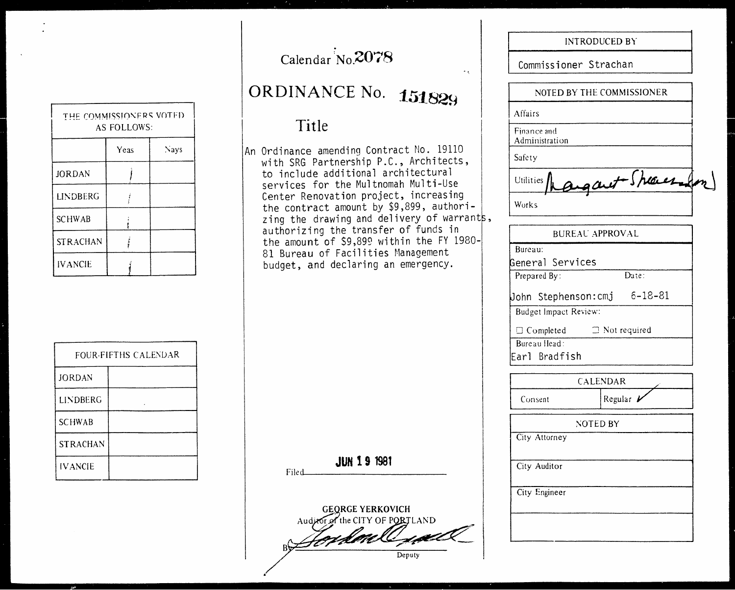| THE COMMISSIONERS VOTED AS FOLLOWS: | | |
|---|---|---|
| | Yeas | Nays |
| JORDAN | / | |
| LINDBERG | / | |
| SCHWAB | / | |
| STRACHAN | / | |
| IVANCIE | / | |

| FOUR-FIFTHS CALENDAR | |
|---|---|
| JORDAN | |
| LINDBERG | |
| SCHWAB | |
| STRACHAN | |
| IVANCIE | |

Calendar No. 2078

# ORDINANCE No. 151829

## Title

An Ordinance amending Contract No. 19110 with SRG Partnership P.C., Architects, to include additional architectural services for the Multnomah Multi-Use Center Renovation project, increasing the contract amount by $9,899, authorizing the drawing and delivery of warrants, authorizing the transfer of funds in the amount of $9,899 within the FY 1980-81 Bureau of Facilities Management budget, and declaring an emergency.

Filed JUN 19 1981

GEORGE YERKOVICH
Auditor of the CITY OF PORTLAND

By [signature] Deputy

| INTRODUCED BY |
|---|
| Commissioner Strachan |

| NOTED BY THE COMMISSIONER |
|---|
| Affairs |
| Finance and Administration |
| Safety |
| Utilities [signature: Margaret Strachan] |
| Works |

| BUREAU APPROVAL | |
|---|---|
| Bureau: General Services | |
| Prepared By: John Stephenson:cmj | Date: 6-18-81 |
| Budget Impact Review: ☐ Completed | ☐ Not required |
| Bureau Head: Earl Bradfish | |

| CALENDAR | |
|---|---|
| Consent | Regular ✓ |

| NOTED BY |
|---|
| City Attorney |
| City Auditor |
| City Engineer |
| |